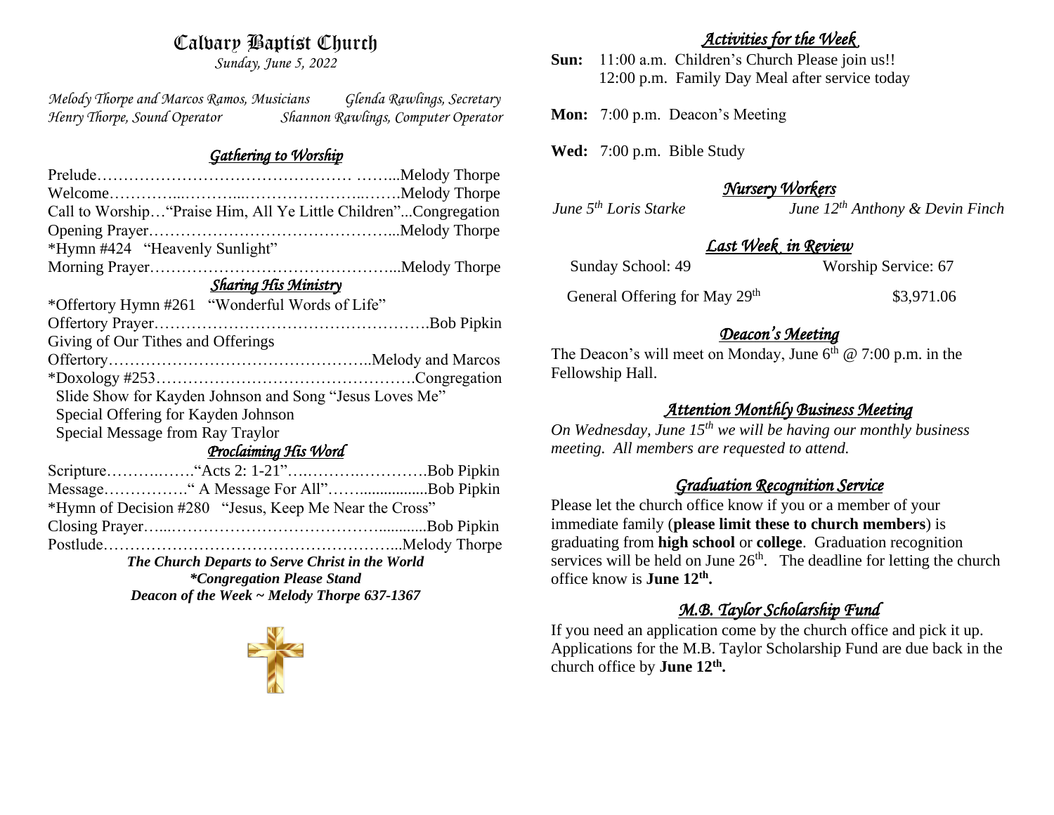# Calvary Baptist Church

*Sunday, June 5, 2022*

*Melody Thorpe and Marcos Ramos, Musicians* *Glenda Rawlings, Secretary*
*Henry Thorpe, Sound Operator* *Shannon Rawlings, Computer Operator*

## *Gathering to Worship*

Prelude…………………………………………. ……...Melody Thorpe
Welcome…………...………...…………………...…….Melody Thorpe
Call to Worship…"Praise Him, All Ye Little Children"...Congregation
Opening Prayer………………………………………...Melody Thorpe
*Hymn #424 "Heavenly Sunlight"
Morning Prayer………………………………………...Melody Thorpe

## *Sharing His Ministry*

*Offertory Hymn #261 "Wonderful Words of Life"
Offertory Prayer…………………………………………….Bob Pipkin
Giving of Our Tithes and Offerings
Offertory…………………………………………..Melody and Marcos
*Doxology #253………………………………………….Congregation
Slide Show for Kayden Johnson and Song "Jesus Loves Me"
Special Offering for Kayden Johnson
Special Message from Ray Traylor

## *Proclaiming His Word*

Scripture……….……"Acts 2: 1-21"….……….………….Bob Pipkin
Message……………." A Message For All"……...............Bob Pipkin
*Hymn of Decision #280 "Jesus, Keep Me Near the Cross"
Closing Prayer…...…………………………………...........Bob Pipkin
Postlude………………………………………………...Melody Thorpe

***The Church Departs to Serve Christ in the World***
***\*Congregation Please Stand***
***Deacon of the Week ~ Melody Thorpe 637-1367***

## *Activities for the Week*

**Sun:** 11:00 a.m. Children's Church Please join us!!
12:00 p.m. Family Day Meal after service today

**Mon:** 7:00 p.m. Deacon's Meeting

**Wed:** 7:00 p.m. Bible Study

## *Nursery Workers*

*June 5th Loris Starke* *June 12th Anthony & Devin Finch*

## *Last Week in Review*

Sunday School: 49 Worship Service: 67

General Offering for May 29th $3,971.06

## *Deacon's Meeting*

The Deacon's will meet on Monday, June 6th @ 7:00 p.m. in the Fellowship Hall.

## *Attention Monthly Business Meeting*

*On Wednesday, June 15th we will be having our monthly business meeting. All members are requested to attend.*

## *Graduation Recognition Service*

Please let the church office know if you or a member of your immediate family (**please limit these to church members**) is graduating from **high school** or **college**. Graduation recognition services will be held on June 26th. The deadline for letting the church office know is **June 12th.**

## *M.B. Taylor Scholarship Fund*

If you need an application come by the church office and pick it up. Applications for the M.B. Taylor Scholarship Fund are due back in the church office by **June 12th.**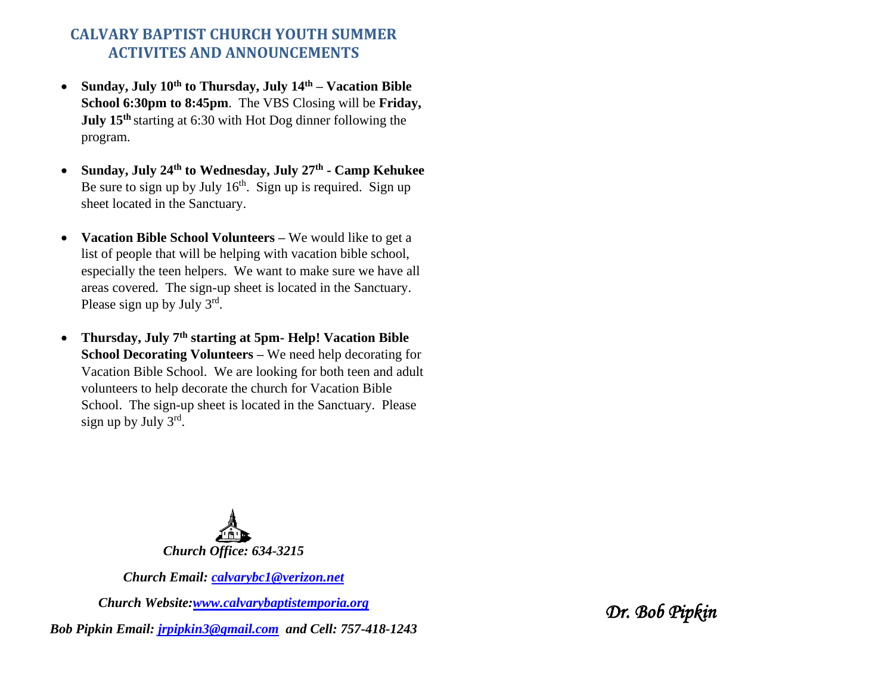## CALVARY BAPTIST CHURCH YOUTH SUMMER ACTIVITES AND ANNOUNCEMENTS

- **Sunday, July 10th to Thursday, July 14th – Vacation Bible School 6:30pm to 8:45pm**. The VBS Closing will be **Friday, July 15th** starting at 6:30 with Hot Dog dinner following the program.

- **Sunday, July 24th to Wednesday, July 27th - Camp Kehukee** Be sure to sign up by July 16th. Sign up is required. Sign up sheet located in the Sanctuary.

- **Vacation Bible School Volunteers** – We would like to get a list of people that will be helping with vacation bible school, especially the teen helpers. We want to make sure we have all areas covered. The sign-up sheet is located in the Sanctuary. Please sign up by July 3rd.

- **Thursday, July 7th starting at 5pm- Help! Vacation Bible School Decorating Volunteers** – We need help decorating for Vacation Bible School. We are looking for both teen and adult volunteers to help decorate the church for Vacation Bible School. The sign-up sheet is located in the Sanctuary. Please sign up by July 3rd.

***Church Office: 634-3215***

***Church Email: calvarybc1@verizon.net***

***Church Website: www.calvarybaptistemporia.org***

***Bob Pipkin Email: jrpipkin3@gmail.com and Cell: 757-418-1243***

*Dr. Bob Pipkin*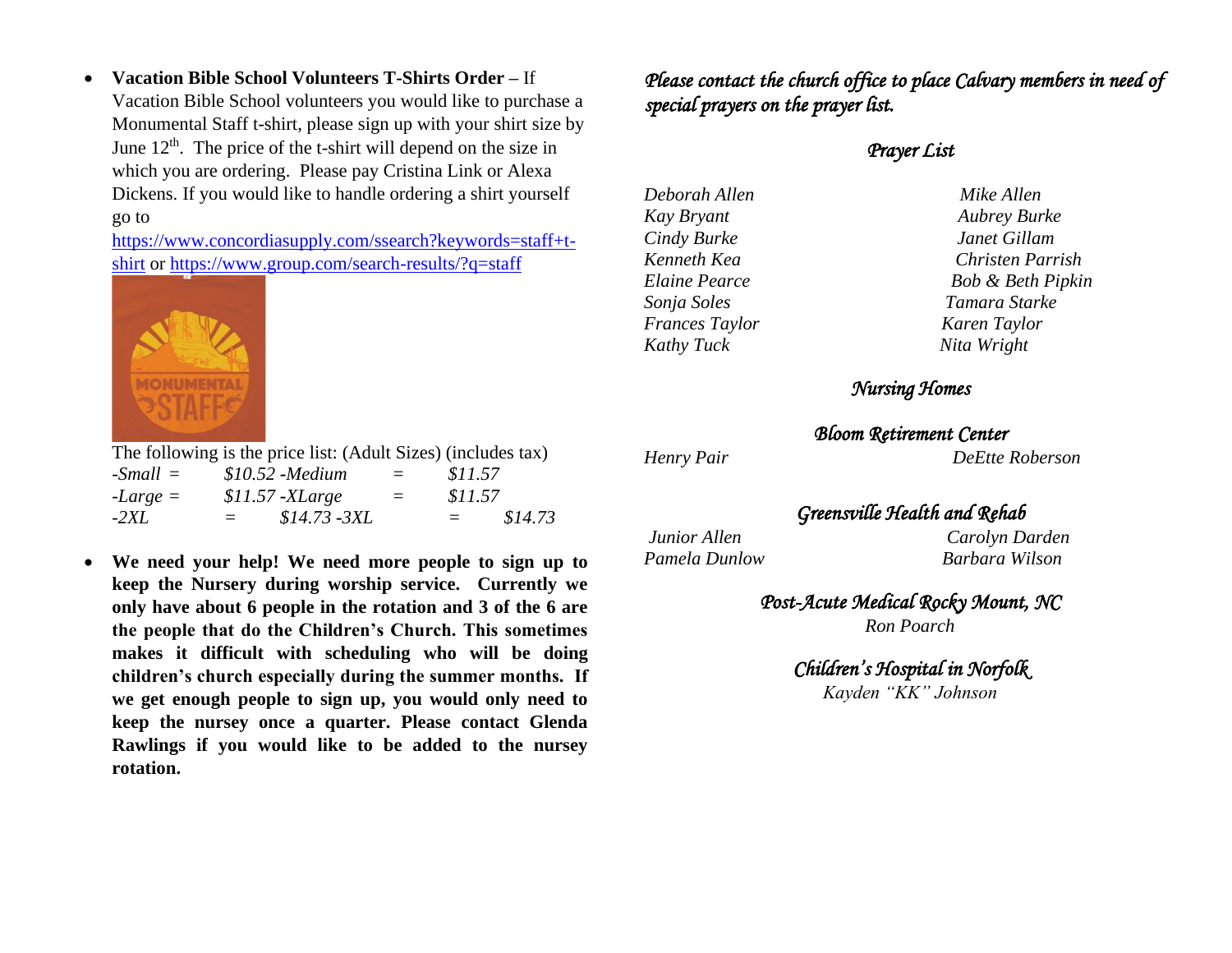- **Vacation Bible School Volunteers T-Shirts Order –** If Vacation Bible School volunteers you would like to purchase a Monumental Staff t-shirt, please sign up with your shirt size by June 12th. The price of the t-shirt will depend on the size in which you are ordering. Please pay Cristina Link or Alexa Dickens. If you would like to handle ordering a shirt yourself go to https://www.concordiasupply.com/ssearch?keywords=staff+t-shirt or https://www.group.com/search-results/?q=staff

  The following is the price list: (Adult Sizes) (includes tax)

  *-Small = $10.52 -Medium = $11.57*
  *-Large = $11.57 -XLarge = $11.57*
  *-2XL = $14.73 -3XL = $14.73*

- **We need your help! We need more people to sign up to keep the Nursery during worship service. Currently we only have about 6 people in the rotation and 3 of the 6 are the people that do the Children's Church. This sometimes makes it difficult with scheduling who will be doing children's church especially during the summer months. If we get enough people to sign up, you would only need to keep the nursey once a quarter. Please contact Glenda Rawlings if you would like to be added to the nursey rotation.**

*Please contact the church office to place Calvary members in need of special prayers on the prayer list.*

## *Prayer List*

*Deborah Allen*
*Mike Allen*
*Kay Bryant*
*Aubrey Burke*
*Cindy Burke*
*Janet Gillam*
*Kenneth Kea*
*Christen Parrish*
*Elaine Pearce*
*Bob & Beth Pipkin*
*Sonja Soles*
*Tamara Starke*
*Frances Taylor*
*Karen Taylor*
*Kathy Tuck*
*Nita Wright*

## *Nursing Homes*

### *Bloom Retirement Center*

*Henry Pair*
*DeEtte Roberson*

### *Greensville Health and Rehab*

*Junior Allen*
*Carolyn Darden*
*Pamela Dunlow*
*Barbara Wilson*

### *Post-Acute Medical Rocky Mount, NC*

*Ron Poarch*

### *Children's Hospital in Norfolk*

*Kayden "KK" Johnson*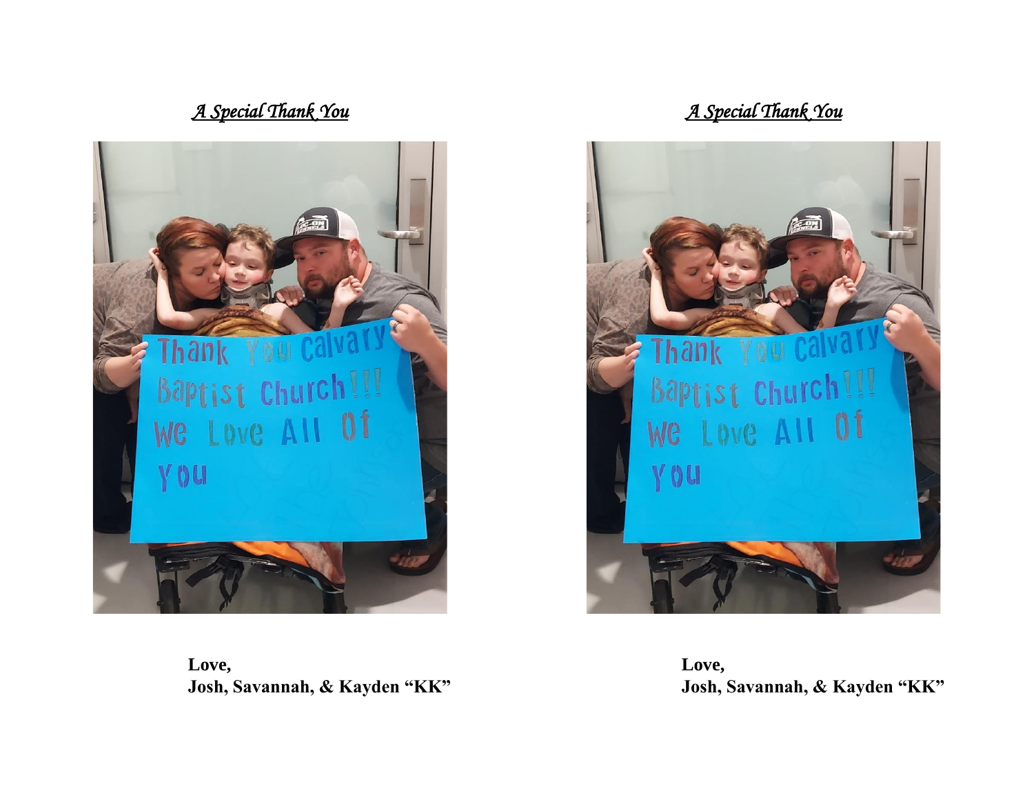*A Special Thank You*

Love,
Josh, Savannah, & Kayden "KK"

*A Special Thank You*

Love,
Josh, Savannah, & Kayden "KK"